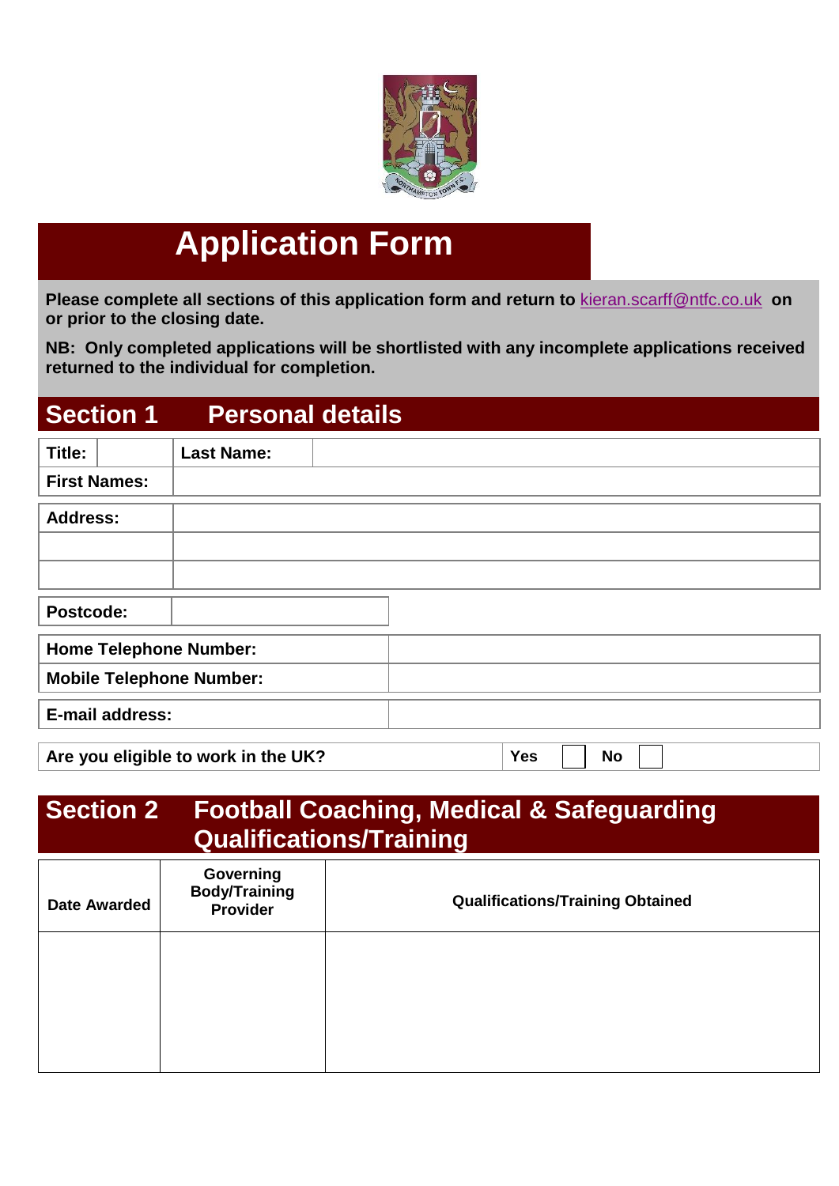# Application Form

**Please complete all sections of this application form and return to kieran.scarff@ntfc.co.uk on or prior to the closing date.**

**NB: Only completed applications will be shortlisted with any incomplete applications received returned to the individual for completion.**

## Section 1 Personal details

| **Title:** | | **Last Name:** | |
|---|---|---|---|
| **First Names:** | | | |

| **Address:** | |
|---|---|
| | |
| | |

| **Postcode:** | |
|---|---|

| **Home Telephone Number:** | |
|---|---|
| **Mobile Telephone Number:** | |

| **E-mail address:** | |
|---|---|

| **Are you eligible to work in the UK?** | **Yes** | | **No** | |
|---|---|---|---|---|

## Section 2 Football Coaching, Medical & Safeguarding Qualifications/Training

| **Date Awarded** | **Governing Body/Training Provider** | **Qualifications/Training Obtained** |
|---|---|---|
| | | |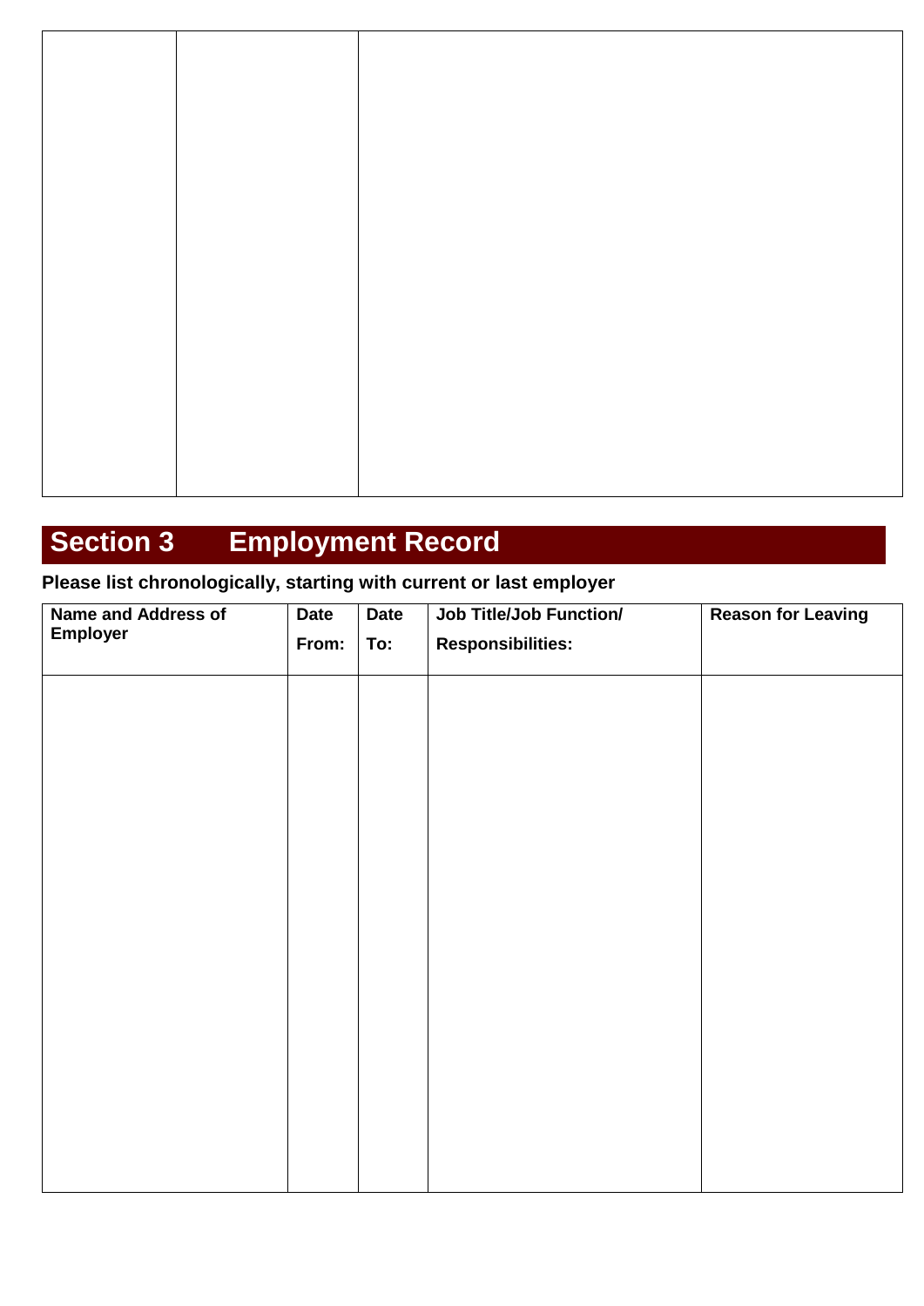| | | |
|---|---|---|
| | | |

## Section 3 Employment Record

**Please list chronologically, starting with current or last employer**

| Name and Address of Employer | Date From: | Date To: | Job Title/Job Function/ Responsibilities: | Reason for Leaving |
|---|---|---|---|---|
| | | | | |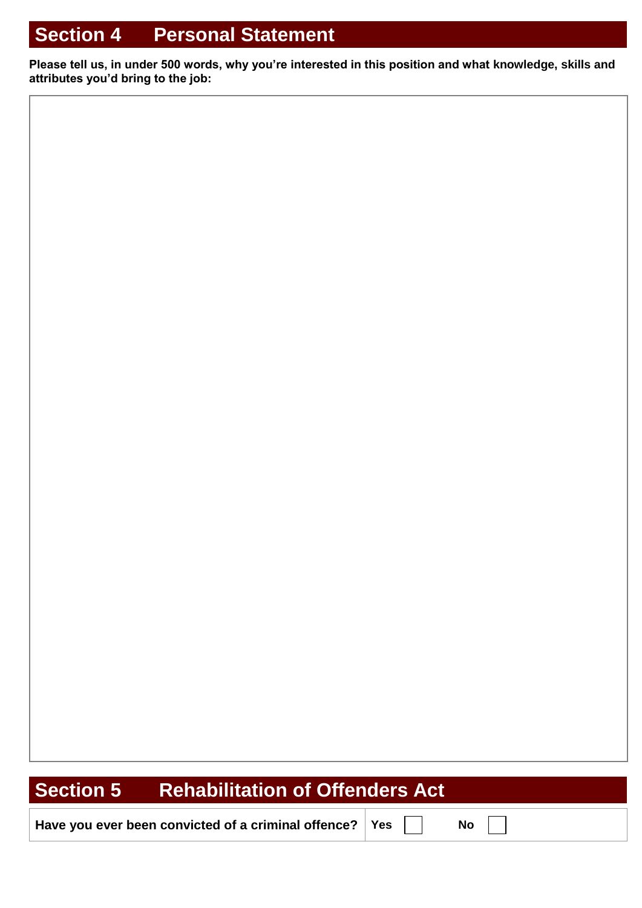## Section 4 Personal Statement

**Please tell us, in under 500 words, why you're interested in this position and what knowledge, skills and attributes you'd bring to the job:**

## Section 5 Rehabilitation of Offenders Act

| Have you ever been convicted of a criminal offence? | Yes ☐ No ☐ |
|---|---|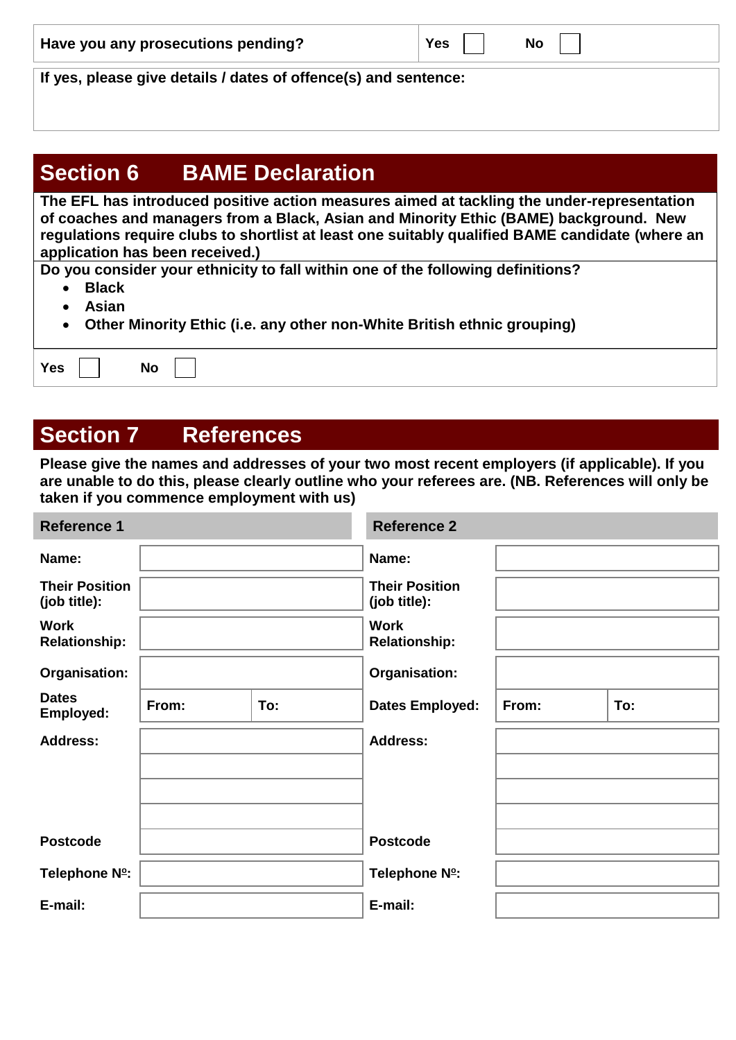| **Have you any prosecutions pending?** | **Yes** ☐ **No** ☐ |
|---|---|

**If yes, please give details / dates of offence(s) and sentence:**

## Section 6 BAME Declaration

**The EFL has introduced positive action measures aimed at tackling the under-representation of coaches and managers from a Black, Asian and Minority Ethic (BAME) background. New regulations require clubs to shortlist at least one suitably qualified BAME candidate (where an application has been received.)**

**Do you consider your ethnicity to fall within one of the following definitions?**

- **Black**
- **Asian**
- **Other Minority Ethic (i.e. any other non-White British ethnic grouping)**

**Yes** ☐ **No** ☐

## Section 7 References

**Please give the names and addresses of your two most recent employers (if applicable). If you are unable to do this, please clearly outline who your referees are. (NB. References will only be taken if you commence employment with us)**

| **Reference 1** | | | **Reference 2** | | |
|---|---|---|---|---|---|
| **Name:** | | | **Name:** | | |
| **Their Position (job title):** | | | **Their Position (job title):** | | |
| **Work Relationship:** | | | **Work Relationship:** | | |
| **Organisation:** | | | **Organisation:** | | |
| **Dates Employed:** | **From:** | **To:** | **Dates Employed:** | **From:** | **To:** |
| **Address:** | | | **Address:** | | |
| | | | | | |
| | | | | | |
| | | | | | |
| **Postcode** | | | **Postcode** | | |
| **Telephone Nº:** | | | **Telephone Nº:** | | |
| **E-mail:** | | | **E-mail:** | | |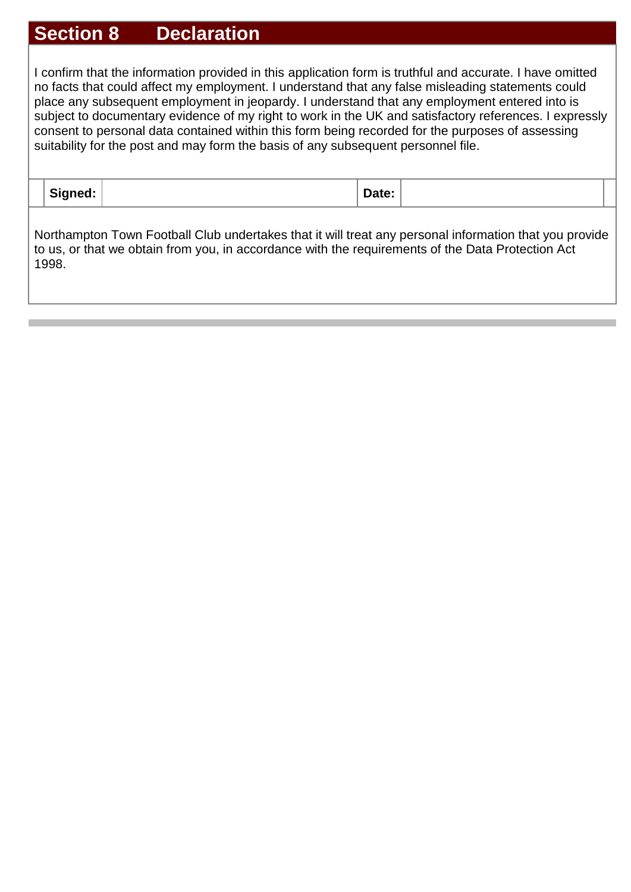## Section 8 Declaration

I confirm that the information provided in this application form is truthful and accurate. I have omitted no facts that could affect my employment. I understand that any false misleading statements could place any subsequent employment in jeopardy. I understand that any employment entered into is subject to documentary evidence of my right to work in the UK and satisfactory references. I expressly consent to personal data contained within this form being recorded for the purposes of assessing suitability for the post and may form the basis of any subsequent personnel file.

| | | | |
|---|---|---|---|
| **Signed:** | | **Date:** | |

Northampton Town Football Club undertakes that it will treat any personal information that you provide to us, or that we obtain from you, in accordance with the requirements of the Data Protection Act 1998.